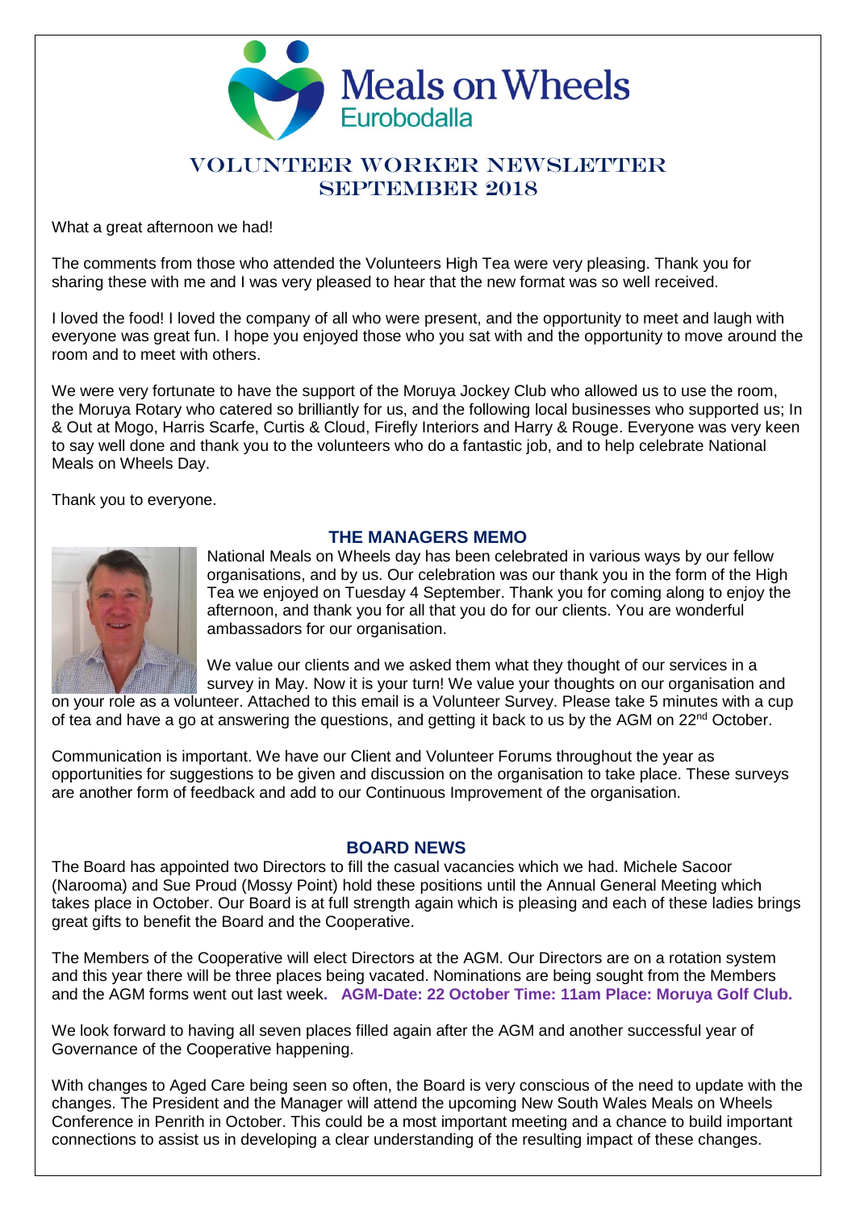# Meals on Wheels Eurobodalla

## VOLUNTEER WORKER NEWSLETTER SEPTEMBER 2018

What a great afternoon we had!

The comments from those who attended the Volunteers High Tea were very pleasing. Thank you for sharing these with me and I was very pleased to hear that the new format was so well received.

I loved the food! I loved the company of all who were present, and the opportunity to meet and laugh with everyone was great fun. I hope you enjoyed those who you sat with and the opportunity to move around the room and to meet with others.

We were very fortunate to have the support of the Moruya Jockey Club who allowed us to use the room, the Moruya Rotary who catered so brilliantly for us, and the following local businesses who supported us; In & Out at Mogo, Harris Scarfe, Curtis & Cloud, Firefly Interiors and Harry & Rouge. Everyone was very keen to say well done and thank you to the volunteers who do a fantastic job, and to help celebrate National Meals on Wheels Day.

Thank you to everyone.

### THE MANAGERS MEMO

National Meals on Wheels day has been celebrated in various ways by our fellow organisations, and by us. Our celebration was our thank you in the form of the High Tea we enjoyed on Tuesday 4 September. Thank you for coming along to enjoy the afternoon, and thank you for all that you do for our clients. You are wonderful ambassadors for our organisation.

We value our clients and we asked them what they thought of our services in a survey in May. Now it is your turn! We value your thoughts on our organisation and on your role as a volunteer. Attached to this email is a Volunteer Survey. Please take 5 minutes with a cup of tea and have a go at answering the questions, and getting it back to us by the AGM on 22nd October.

Communication is important. We have our Client and Volunteer Forums throughout the year as opportunities for suggestions to be given and discussion on the organisation to take place. These surveys are another form of feedback and add to our Continuous Improvement of the organisation.

### BOARD NEWS

The Board has appointed two Directors to fill the casual vacancies which we had. Michele Sacoor (Narooma) and Sue Proud (Mossy Point) hold these positions until the Annual General Meeting which takes place in October. Our Board is at full strength again which is pleasing and each of these ladies brings great gifts to benefit the Board and the Cooperative.

The Members of the Cooperative will elect Directors at the AGM. Our Directors are on a rotation system and this year there will be three places being vacated. Nominations are being sought from the Members and the AGM forms went out last week. **AGM-Date: 22 October Time: 11am Place: Moruya Golf Club.**

We look forward to having all seven places filled again after the AGM and another successful year of Governance of the Cooperative happening.

With changes to Aged Care being seen so often, the Board is very conscious of the need to update with the changes. The President and the Manager will attend the upcoming New South Wales Meals on Wheels Conference in Penrith in October. This could be a most important meeting and a chance to build important connections to assist us in developing a clear understanding of the resulting impact of these changes.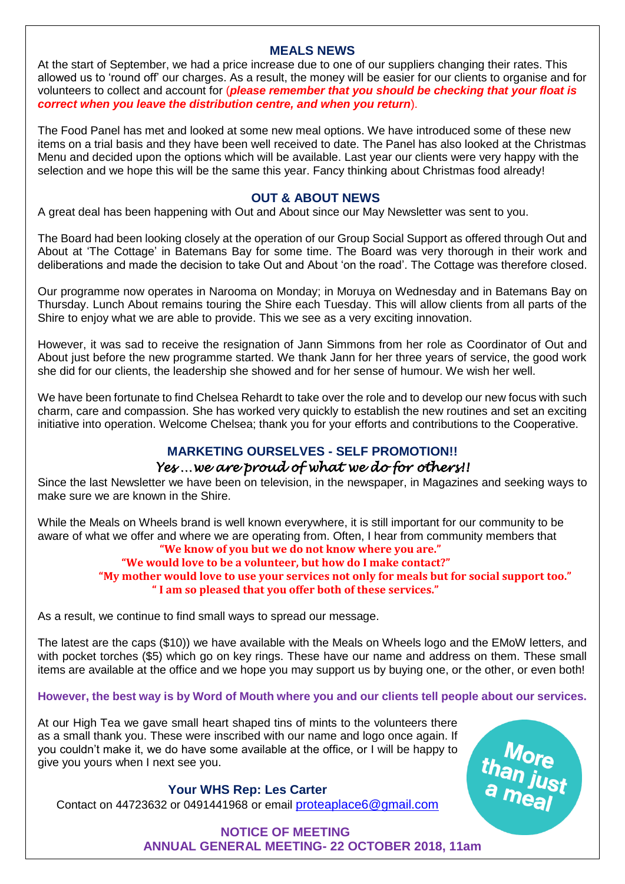## MEALS NEWS

At the start of September, we had a price increase due to one of our suppliers changing their rates. This allowed us to 'round off' our charges. As a result, the money will be easier for our clients to organise and for volunteers to collect and account for (***please remember that you should be checking that your float is correct when you leave the distribution centre, and when you return***).

The Food Panel has met and looked at some new meal options. We have introduced some of these new items on a trial basis and they have been well received to date. The Panel has also looked at the Christmas Menu and decided upon the options which will be available. Last year our clients were very happy with the selection and we hope this will be the same this year. Fancy thinking about Christmas food already!

## OUT & ABOUT NEWS

A great deal has been happening with Out and About since our May Newsletter was sent to you.

The Board had been looking closely at the operation of our Group Social Support as offered through Out and About at 'The Cottage' in Batemans Bay for some time. The Board was very thorough in their work and deliberations and made the decision to take Out and About 'on the road'. The Cottage was therefore closed.

Our programme now operates in Narooma on Monday; in Moruya on Wednesday and in Batemans Bay on Thursday. Lunch About remains touring the Shire each Tuesday. This will allow clients from all parts of the Shire to enjoy what we are able to provide. This we see as a very exciting innovation.

However, it was sad to receive the resignation of Jann Simmons from her role as Coordinator of Out and About just before the new programme started. We thank Jann for her three years of service, the good work she did for our clients, the leadership she showed and for her sense of humour. We wish her well.

We have been fortunate to find Chelsea Rehardt to take over the role and to develop our new focus with such charm, care and compassion. She has worked very quickly to establish the new routines and set an exciting initiative into operation. Welcome Chelsea; thank you for your efforts and contributions to the Cooperative.

## MARKETING OURSELVES - SELF PROMOTION!!

*Yes …we are proud of what we do for others!!*

Since the last Newsletter we have been on television, in the newspaper, in Magazines and seeking ways to make sure we are known in the Shire.

While the Meals on Wheels brand is well known everywhere, it is still important for our community to be aware of what we offer and where we are operating from. Often, I hear from community members that

**"We know of you but we do not know where you are."**
**"We would love to be a volunteer, but how do I make contact?"**
**"My mother would love to use your services not only for meals but for social support too."**
**" I am so pleased that you offer both of these services."**

As a result, we continue to find small ways to spread our message.

The latest are the caps ($10)) we have available with the Meals on Wheels logo and the EMoW letters, and with pocket torches ($5) which go on key rings. These have our name and address on them. These small items are available at the office and we hope you may support us by buying one, or the other, or even both!

**However, the best way is by Word of Mouth where you and our clients tell people about our services.**

At our High Tea we gave small heart shaped tins of mints to the volunteers there as a small thank you. These were inscribed with our name and logo once again. If you couldn't make it, we do have some available at the office, or I will be happy to give you yours when I next see you.

More than just a meal

**Your WHS Rep: Les Carter**
Contact on 44723632 or 0491441968 or email proteaplace6@gmail.com

**NOTICE OF MEETING**
**ANNUAL GENERAL MEETING- 22 OCTOBER 2018, 11am**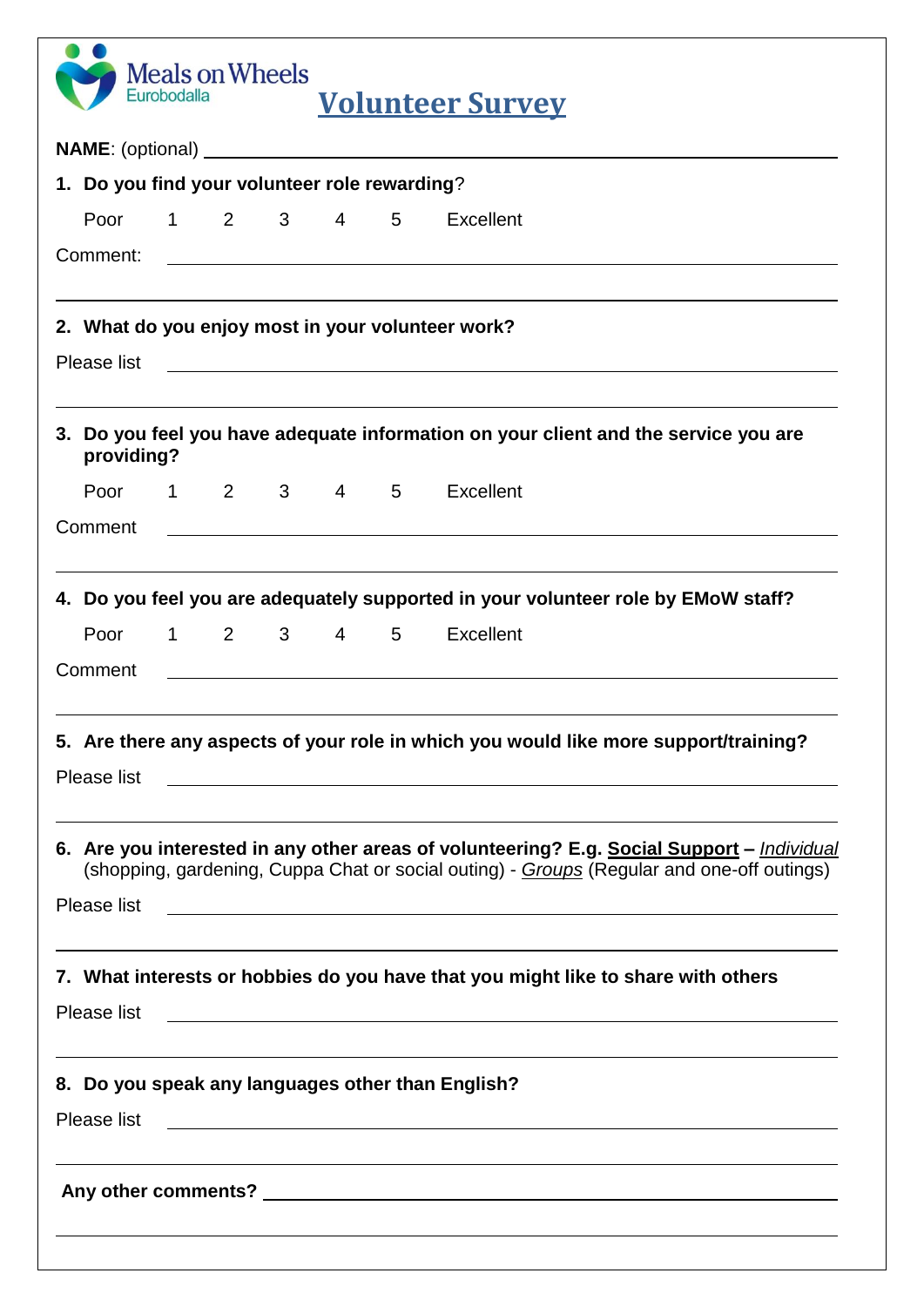Meals on Wheels
Eurobodalla

# Volunteer Survey

**NAME**: (optional) ______________________________

**1. Do you find your volunteer role rewarding**?

Poor 1 2 3 4 5 Excellent

Comment: ______________________________

______________________________

**2. What do you enjoy most in your volunteer work?**

Please list ______________________________

______________________________

**3. Do you feel you have adequate information on your client and the service you are providing?**

Poor 1 2 3 4 5 Excellent

Comment ______________________________

______________________________

**4. Do you feel you are adequately supported in your volunteer role by EMoW staff?**

Poor 1 2 3 4 5 Excellent

Comment ______________________________

______________________________

**5. Are there any aspects of your role in which you would like more support/training?**

Please list ______________________________

______________________________

**6. Are you interested in any other areas of volunteering? E.g. <u>Social Support</u> –** *<u>Individual</u>* (shopping, gardening, Cuppa Chat or social outing) - *<u>Groups</u>* (Regular and one-off outings)

Please list ______________________________

______________________________

**7. What interests or hobbies do you have that you might like to share with others**

Please list ______________________________

______________________________

**8. Do you speak any languages other than English?**

Please list ______________________________

______________________________

**Any other comments?** ______________________________

______________________________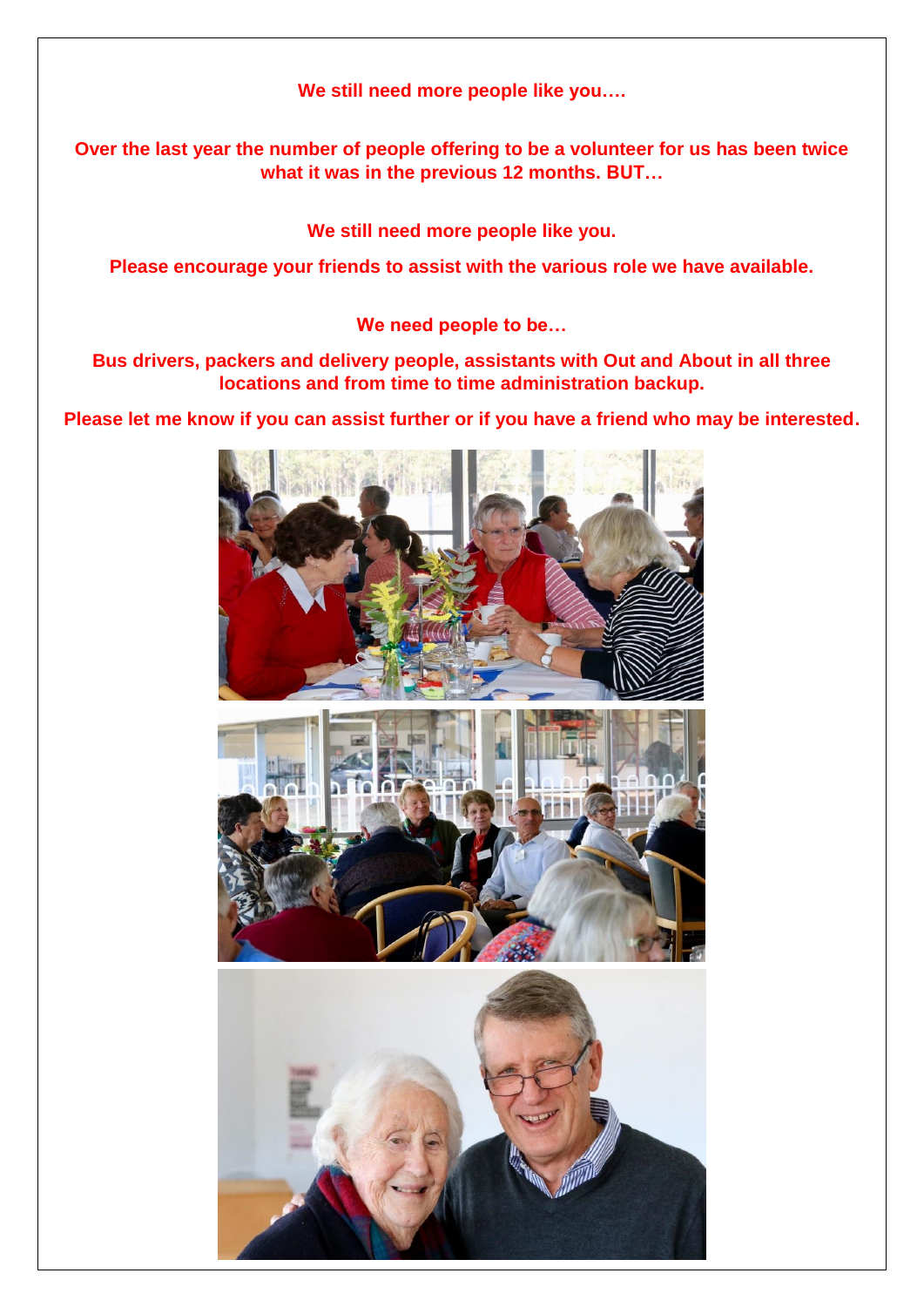**We still need more people like you….**

**Over the last year the number of people offering to be a volunteer for us has been twice what it was in the previous 12 months. BUT…**

**We still need more people like you.**

**Please encourage your friends to assist with the various role we have available.**

**We need people to be…**

**Bus drivers, packers and delivery people, assistants with Out and About in all three locations and from time to time administration backup.**

**Please let me know if you can assist further or if you have a friend who may be interested.**